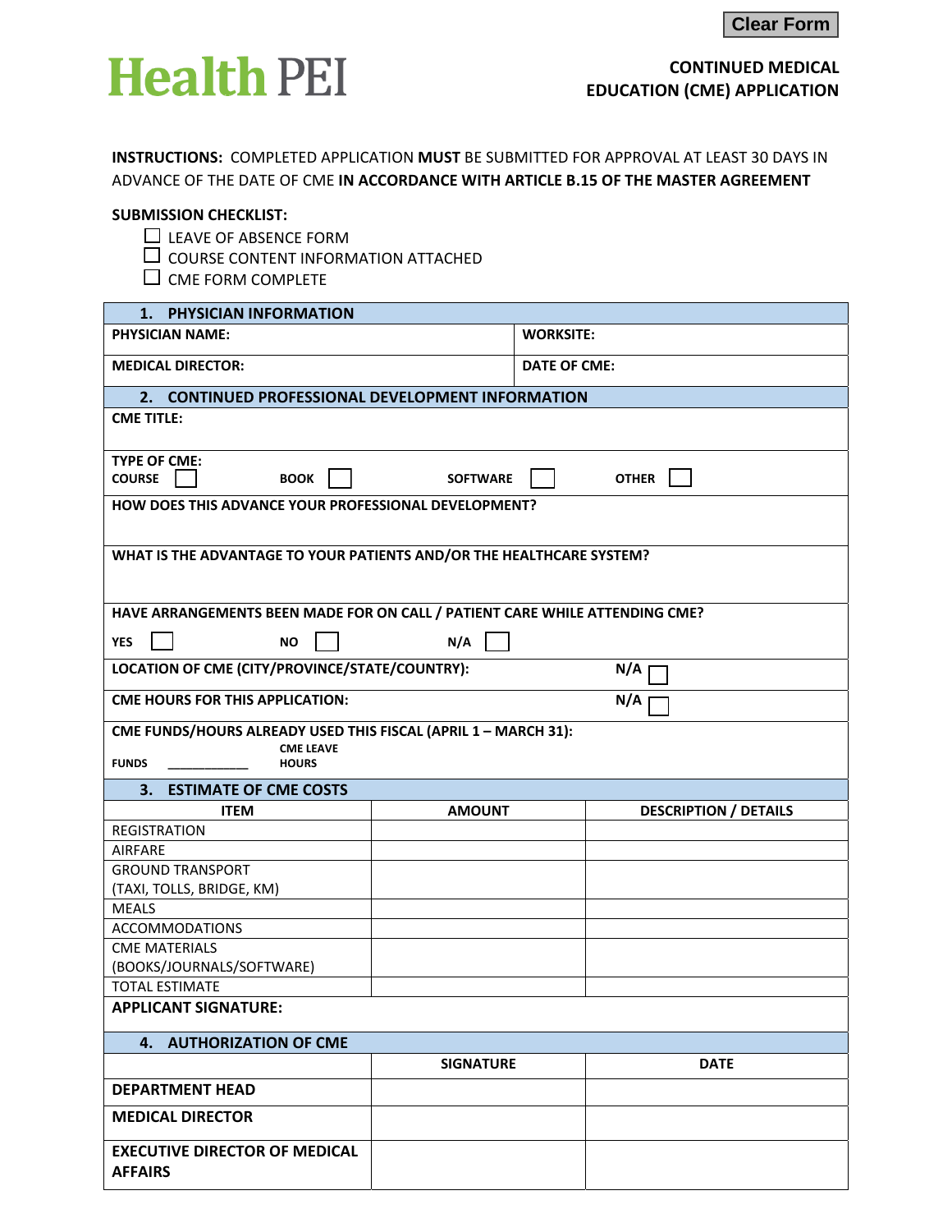Clear Form

# Health PEI

**CONTINUED MEDICAL EDUCATION (CME) APPLICATION**

**INSTRUCTIONS:** COMPLETED APPLICATION **MUST** BE SUBMITTED FOR APPROVAL AT LEAST 30 DAYS IN ADVANCE OF THE DATE OF CME **IN ACCORDANCE WITH ARTICLE B.15 OF THE MASTER AGREEMENT**

**SUBMISSION CHECKLIST:**

- ☐ LEAVE OF ABSENCE FORM
- ☐ COURSE CONTENT INFORMATION ATTACHED
- ☐ CME FORM COMPLETE

## 1. PHYSICIAN INFORMATION

| | |
|---|---|
| **PHYSICIAN NAME:** | **WORKSITE:** |
| **MEDICAL DIRECTOR:** | **DATE OF CME:** |

## 2. CONTINUED PROFESSIONAL DEVELOPMENT INFORMATION

**CME TITLE:**

**TYPE OF CME:**
**COURSE** ☐ **BOOK** ☐ **SOFTWARE** ☐ **OTHER** ☐

**HOW DOES THIS ADVANCE YOUR PROFESSIONAL DEVELOPMENT?**

**WHAT IS THE ADVANTAGE TO YOUR PATIENTS AND/OR THE HEALTHCARE SYSTEM?**

**HAVE ARRANGEMENTS BEEN MADE FOR ON CALL / PATIENT CARE WHILE ATTENDING CME?**
**YES** ☐ **NO** ☐ **N/A** ☐

**LOCATION OF CME (CITY/PROVINCE/STATE/COUNTRY):** **N/A** ☐

**CME HOURS FOR THIS APPLICATION:** **N/A** ☐

**CME FUNDS/HOURS ALREADY USED THIS FISCAL (APRIL 1 – MARCH 31):**
**FUNDS** ____________ **CME LEAVE HOURS**

## 3. ESTIMATE OF CME COSTS

| ITEM | AMOUNT | DESCRIPTION / DETAILS |
|---|---|---|
| REGISTRATION | | |
| AIRFARE | | |
| GROUND TRANSPORT (TAXI, TOLLS, BRIDGE, KM) | | |
| MEALS | | |
| ACCOMMODATIONS | | |
| CME MATERIALS (BOOKS/JOURNALS/SOFTWARE) | | |
| TOTAL ESTIMATE | | |

**APPLICANT SIGNATURE:**

## 4. AUTHORIZATION OF CME

| | SIGNATURE | DATE |
|---|---|---|
| **DEPARTMENT HEAD** | | |
| **MEDICAL DIRECTOR** | | |
| **EXECUTIVE DIRECTOR OF MEDICAL AFFAIRS** | | |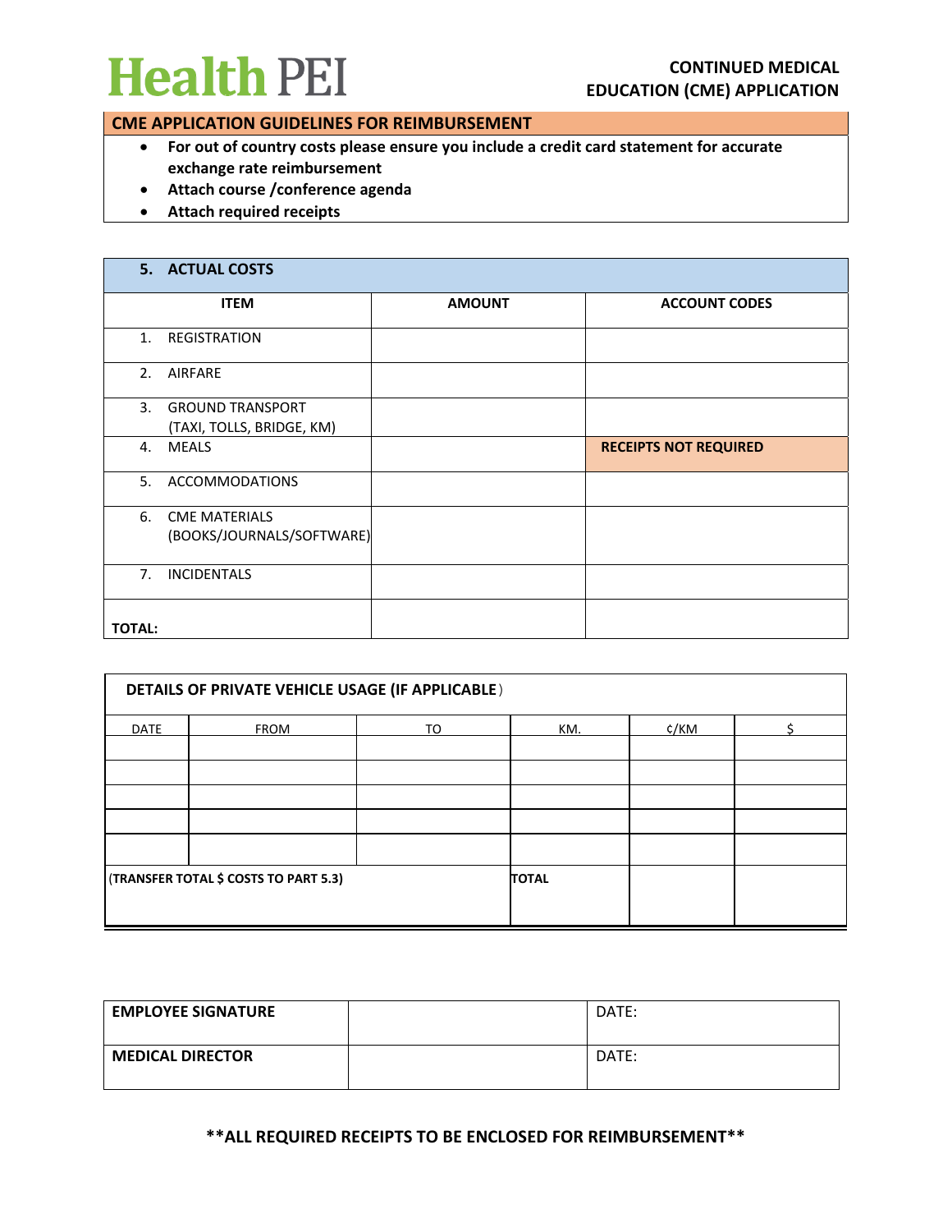# Health PEI

**CONTINUED MEDICAL EDUCATION (CME) APPLICATION**

## CME APPLICATION GUIDELINES FOR REIMBURSEMENT

- **For out of country costs please ensure you include a credit card statement for accurate exchange rate reimbursement**
- **Attach course /conference agenda**
- **Attach required receipts**

## 5. ACTUAL COSTS

| ITEM | AMOUNT | ACCOUNT CODES |
|---|---|---|
| 1. REGISTRATION | | |
| 2. AIRFARE | | |
| 3. GROUND TRANSPORT (TAXI, TOLLS, BRIDGE, KM) | | |
| 4. MEALS | | **RECEIPTS NOT REQUIRED** |
| 5. ACCOMMODATIONS | | |
| 6. CME MATERIALS (BOOKS/JOURNALS/SOFTWARE) | | |
| 7. INCIDENTALS | | |
| **TOTAL:** | | |

## DETAILS OF PRIVATE VEHICLE USAGE (IF APPLICABLE)

| DATE | FROM | TO | KM. | ¢/KM | $ |
|---|---|---|---|---|---|
| | | | | | |
| | | | | | |
| | | | | | |
| | | | | | |
| | | | | | |
| **(TRANSFER TOTAL $ COSTS TO PART 5.3)** | | | **TOTAL** | | |

| | | |
|---|---|---|
| **EMPLOYEE SIGNATURE** | | DATE: |
| **MEDICAL DIRECTOR** | | DATE: |

**\*\*ALL REQUIRED RECEIPTS TO BE ENCLOSED FOR REIMBURSEMENT\*\***